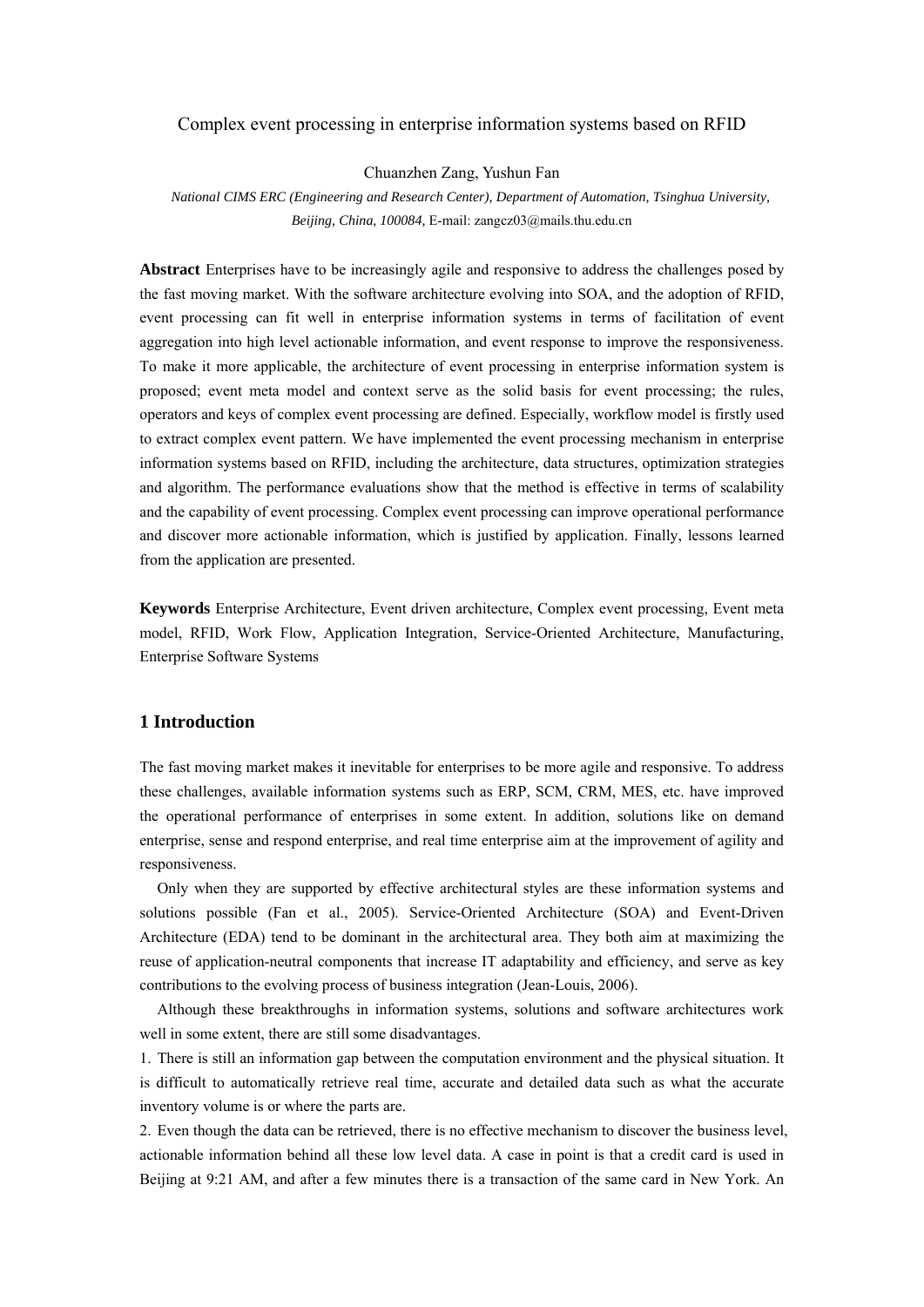# Complex event processing in enterprise information systems based on RFID

Chuanzhen Zang, Yushun Fan

*National CIMS ERC (Engineering and Research Center), Department of Automation, Tsinghua University, Beijing, China, 100084,* E-mail: zangcz03@mails.thu.edu.cn

**Abstract** Enterprises have to be increasingly agile and responsive to address the challenges posed by the fast moving market. With the software architecture evolving into SOA, and the adoption of RFID, event processing can fit well in enterprise information systems in terms of facilitation of event aggregation into high level actionable information, and event response to improve the responsiveness. To make it more applicable, the architecture of event processing in enterprise information system is proposed; event meta model and context serve as the solid basis for event processing; the rules, operators and keys of complex event processing are defined. Especially, workflow model is firstly used to extract complex event pattern. We have implemented the event processing mechanism in enterprise information systems based on RFID, including the architecture, data structures, optimization strategies and algorithm. The performance evaluations show that the method is effective in terms of scalability and the capability of event processing. Complex event processing can improve operational performance and discover more actionable information, which is justified by application. Finally, lessons learned from the application are presented.

**Keywords** Enterprise Architecture, Event driven architecture, Complex event processing, Event meta model, RFID, Work Flow, Application Integration, Service-Oriented Architecture, Manufacturing, Enterprise Software Systems

## 1 Introduction

The fast moving market makes it inevitable for enterprises to be more agile and responsive. To address these challenges, available information systems such as ERP, SCM, CRM, MES, etc. have improved the operational performance of enterprises in some extent. In addition, solutions like on demand enterprise, sense and respond enterprise, and real time enterprise aim at the improvement of agility and responsiveness.

Only when they are supported by effective architectural styles are these information systems and solutions possible (Fan et al., 2005). Service-Oriented Architecture (SOA) and Event-Driven Architecture (EDA) tend to be dominant in the architectural area. They both aim at maximizing the reuse of application-neutral components that increase IT adaptability and efficiency, and serve as key contributions to the evolving process of business integration (Jean-Louis, 2006).

Although these breakthroughs in information systems, solutions and software architectures work well in some extent, there are still some disadvantages.

1. There is still an information gap between the computation environment and the physical situation. It is difficult to automatically retrieve real time, accurate and detailed data such as what the accurate inventory volume is or where the parts are.
2. Even though the data can be retrieved, there is no effective mechanism to discover the business level, actionable information behind all these low level data. A case in point is that a credit card is used in Beijing at 9:21 AM, and after a few minutes there is a transaction of the same card in New York. An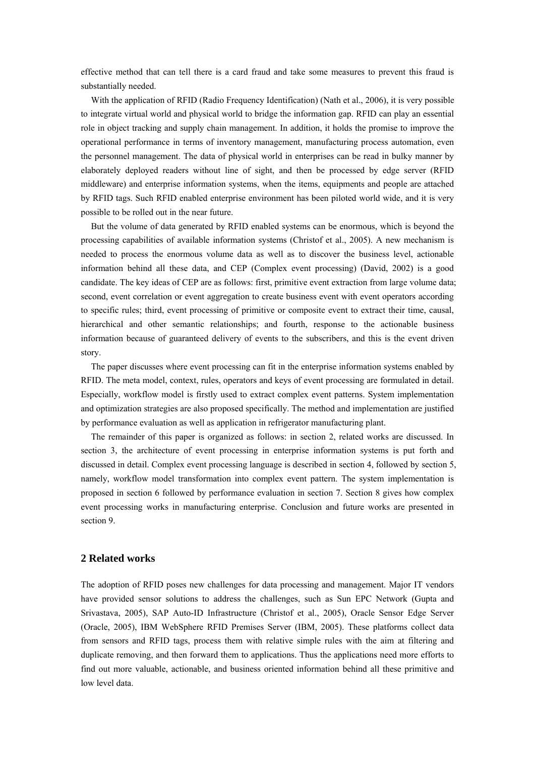effective method that can tell there is a card fraud and take some measures to prevent this fraud is substantially needed.

With the application of RFID (Radio Frequency Identification) (Nath et al., 2006), it is very possible to integrate virtual world and physical world to bridge the information gap. RFID can play an essential role in object tracking and supply chain management. In addition, it holds the promise to improve the operational performance in terms of inventory management, manufacturing process automation, even the personnel management. The data of physical world in enterprises can be read in bulky manner by elaborately deployed readers without line of sight, and then be processed by edge server (RFID middleware) and enterprise information systems, when the items, equipments and people are attached by RFID tags. Such RFID enabled enterprise environment has been piloted world wide, and it is very possible to be rolled out in the near future.

But the volume of data generated by RFID enabled systems can be enormous, which is beyond the processing capabilities of available information systems (Christof et al., 2005). A new mechanism is needed to process the enormous volume data as well as to discover the business level, actionable information behind all these data, and CEP (Complex event processing) (David, 2002) is a good candidate. The key ideas of CEP are as follows: first, primitive event extraction from large volume data; second, event correlation or event aggregation to create business event with event operators according to specific rules; third, event processing of primitive or composite event to extract their time, causal, hierarchical and other semantic relationships; and fourth, response to the actionable business information because of guaranteed delivery of events to the subscribers, and this is the event driven story.

The paper discusses where event processing can fit in the enterprise information systems enabled by RFID. The meta model, context, rules, operators and keys of event processing are formulated in detail. Especially, workflow model is firstly used to extract complex event patterns. System implementation and optimization strategies are also proposed specifically. The method and implementation are justified by performance evaluation as well as application in refrigerator manufacturing plant.

The remainder of this paper is organized as follows: in section 2, related works are discussed. In section 3, the architecture of event processing in enterprise information systems is put forth and discussed in detail. Complex event processing language is described in section 4, followed by section 5, namely, workflow model transformation into complex event pattern. The system implementation is proposed in section 6 followed by performance evaluation in section 7. Section 8 gives how complex event processing works in manufacturing enterprise. Conclusion and future works are presented in section 9.

## 2 Related works

The adoption of RFID poses new challenges for data processing and management. Major IT vendors have provided sensor solutions to address the challenges, such as Sun EPC Network (Gupta and Srivastava, 2005), SAP Auto-ID Infrastructure (Christof et al., 2005), Oracle Sensor Edge Server (Oracle, 2005), IBM WebSphere RFID Premises Server (IBM, 2005). These platforms collect data from sensors and RFID tags, process them with relative simple rules with the aim at filtering and duplicate removing, and then forward them to applications. Thus the applications need more efforts to find out more valuable, actionable, and business oriented information behind all these primitive and low level data.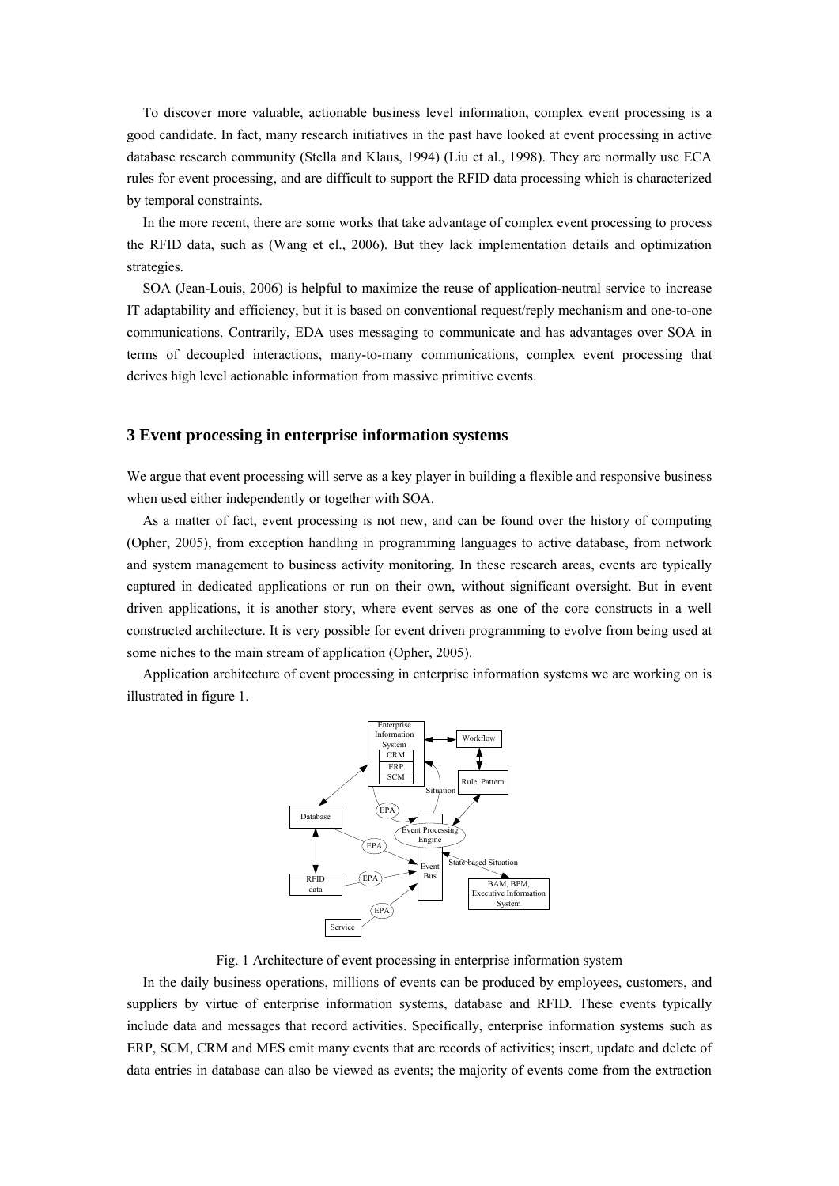To discover more valuable, actionable business level information, complex event processing is a good candidate. In fact, many research initiatives in the past have looked at event processing in active database research community (Stella and Klaus, 1994) (Liu et al., 1998). They are normally use ECA rules for event processing, and are difficult to support the RFID data processing which is characterized by temporal constraints.

In the more recent, there are some works that take advantage of complex event processing to process the RFID data, such as (Wang et el., 2006). But they lack implementation details and optimization strategies.

SOA (Jean-Louis, 2006) is helpful to maximize the reuse of application-neutral service to increase IT adaptability and efficiency, but it is based on conventional request/reply mechanism and one-to-one communications. Contrarily, EDA uses messaging to communicate and has advantages over SOA in terms of decoupled interactions, many-to-many communications, complex event processing that derives high level actionable information from massive primitive events.

## 3 Event processing in enterprise information systems

We argue that event processing will serve as a key player in building a flexible and responsive business when used either independently or together with SOA.

As a matter of fact, event processing is not new, and can be found over the history of computing (Opher, 2005), from exception handling in programming languages to active database, from network and system management to business activity monitoring. In these research areas, events are typically captured in dedicated applications or run on their own, without significant oversight. But in event driven applications, it is another story, where event serves as one of the core constructs in a well constructed architecture. It is very possible for event driven programming to evolve from being used at some niches to the main stream of application (Opher, 2005).

Application architecture of event processing in enterprise information systems we are working on is illustrated in figure 1.

Fig. 1 Architecture of event processing in enterprise information system

In the daily business operations, millions of events can be produced by employees, customers, and suppliers by virtue of enterprise information systems, database and RFID. These events typically include data and messages that record activities. Specifically, enterprise information systems such as ERP, SCM, CRM and MES emit many events that are records of activities; insert, update and delete of data entries in database can also be viewed as events; the majority of events come from the extraction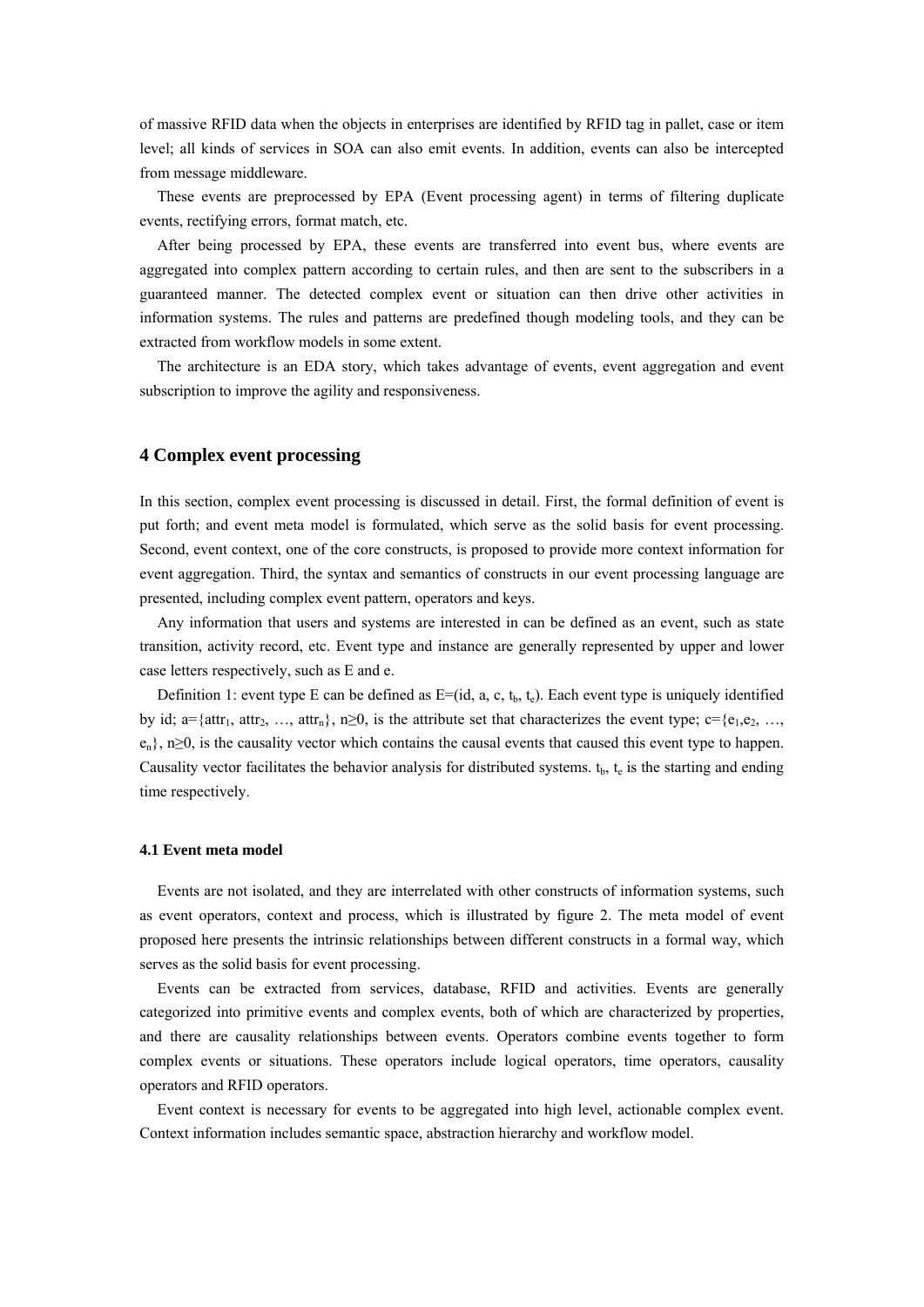of massive RFID data when the objects in enterprises are identified by RFID tag in pallet, case or item level; all kinds of services in SOA can also emit events. In addition, events can also be intercepted from message middleware.

These events are preprocessed by EPA (Event processing agent) in terms of filtering duplicate events, rectifying errors, format match, etc.

After being processed by EPA, these events are transferred into event bus, where events are aggregated into complex pattern according to certain rules, and then are sent to the subscribers in a guaranteed manner. The detected complex event or situation can then drive other activities in information systems. The rules and patterns are predefined though modeling tools, and they can be extracted from workflow models in some extent.

The architecture is an EDA story, which takes advantage of events, event aggregation and event subscription to improve the agility and responsiveness.

## 4 Complex event processing

In this section, complex event processing is discussed in detail. First, the formal definition of event is put forth; and event meta model is formulated, which serve as the solid basis for event processing. Second, event context, one of the core constructs, is proposed to provide more context information for event aggregation. Third, the syntax and semantics of constructs in our event processing language are presented, including complex event pattern, operators and keys.

Any information that users and systems are interested in can be defined as an event, such as state transition, activity record, etc. Event type and instance are generally represented by upper and lower case letters respectively, such as E and e.

Definition 1: event type E can be defined as $E=(id, a, c, t_b, t_e)$. Each event type is uniquely identified by id; $a=\{attr_1, attr_2, \ldots, attr_n\}$, $n \geq 0$, is the attribute set that characterizes the event type; $c=\{e_1, e_2, \ldots, e_n\}$, $n \geq 0$, is the causality vector which contains the causal events that caused this event type to happen. Causality vector facilitates the behavior analysis for distributed systems. $t_b$, $t_e$ is the starting and ending time respectively.

### 4.1 Event meta model

Events are not isolated, and they are interrelated with other constructs of information systems, such as event operators, context and process, which is illustrated by figure 2. The meta model of event proposed here presents the intrinsic relationships between different constructs in a formal way, which serves as the solid basis for event processing.

Events can be extracted from services, database, RFID and activities. Events are generally categorized into primitive events and complex events, both of which are characterized by properties, and there are causality relationships between events. Operators combine events together to form complex events or situations. These operators include logical operators, time operators, causality operators and RFID operators.

Event context is necessary for events to be aggregated into high level, actionable complex event. Context information includes semantic space, abstraction hierarchy and workflow model.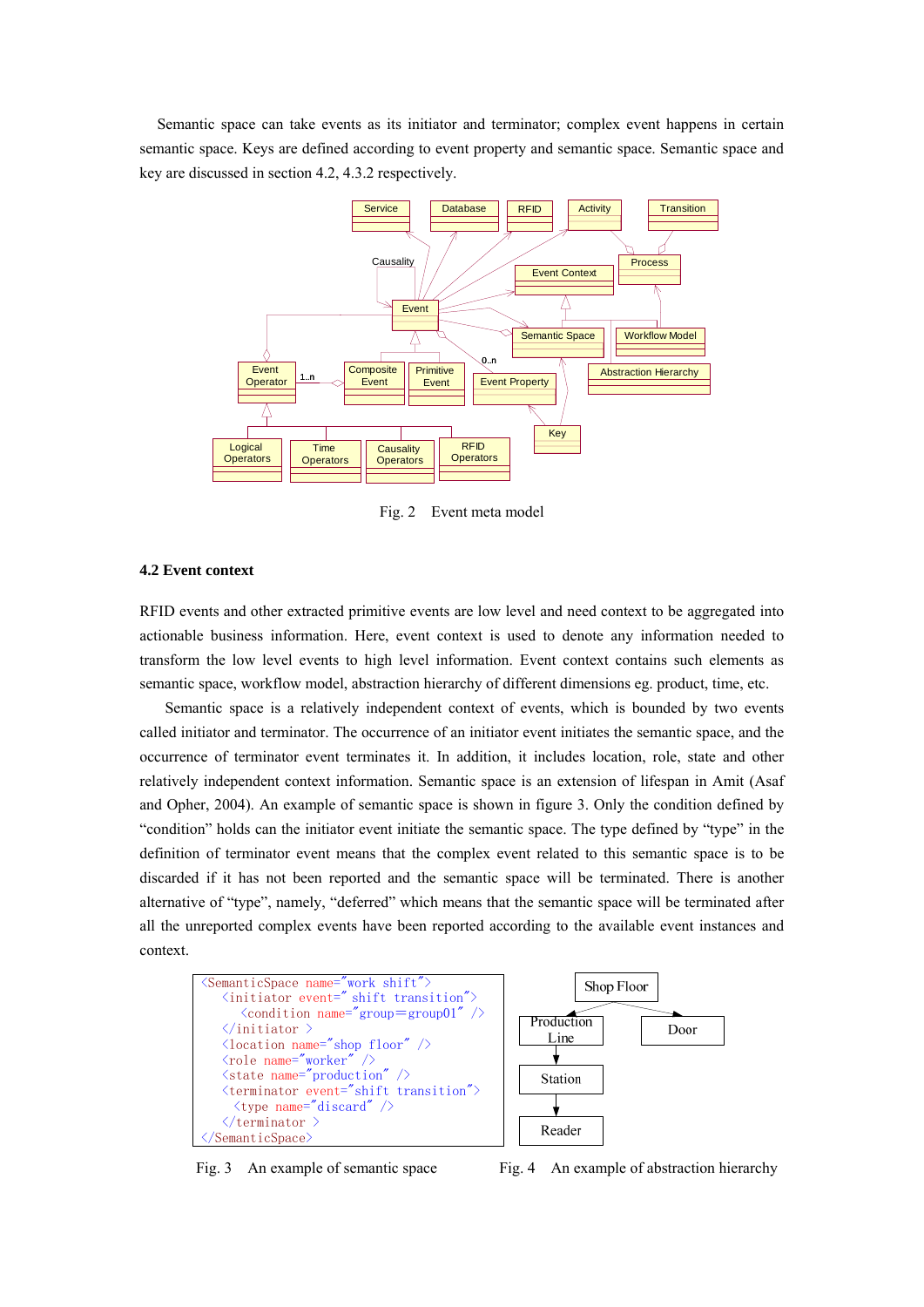Semantic space can take events as its initiator and terminator; complex event happens in certain semantic space. Keys are defined according to event property and semantic space. Semantic space and key are discussed in section 4.2, 4.3.2 respectively.

Fig. 2 Event meta model

### 4.2 Event context

RFID events and other extracted primitive events are low level and need context to be aggregated into actionable business information. Here, event context is used to denote any information needed to transform the low level events to high level information. Event context contains such elements as semantic space, workflow model, abstraction hierarchy of different dimensions eg. product, time, etc.

Semantic space is a relatively independent context of events, which is bounded by two events called initiator and terminator. The occurrence of an initiator event initiates the semantic space, and the occurrence of terminator event terminates it. In addition, it includes location, role, state and other relatively independent context information. Semantic space is an extension of lifespan in Amit (Asaf and Opher, 2004). An example of semantic space is shown in figure 3. Only the condition defined by "condition" holds can the initiator event initiate the semantic space. The type defined by "type" in the definition of terminator event means that the complex event related to this semantic space is to be discarded if it has not been reported and the semantic space will be terminated. There is another alternative of "type", namely, "deferred" which means that the semantic space will be terminated after all the unreported complex events have been reported according to the available event instances and context.

```
<SemanticSpace name="work shift">
  <initiator event=" shift transition">
    <condition name="group=group01" />
  </initiator >
  <location name="shop floor" />
  <role name="worker" />
  <state name="production" />
  <terminator event="shift transition">
    <type name="discard" />
  </terminator >
</SemanticSpace>
```

Fig. 3 An example of semantic space

Fig. 4 An example of abstraction hierarchy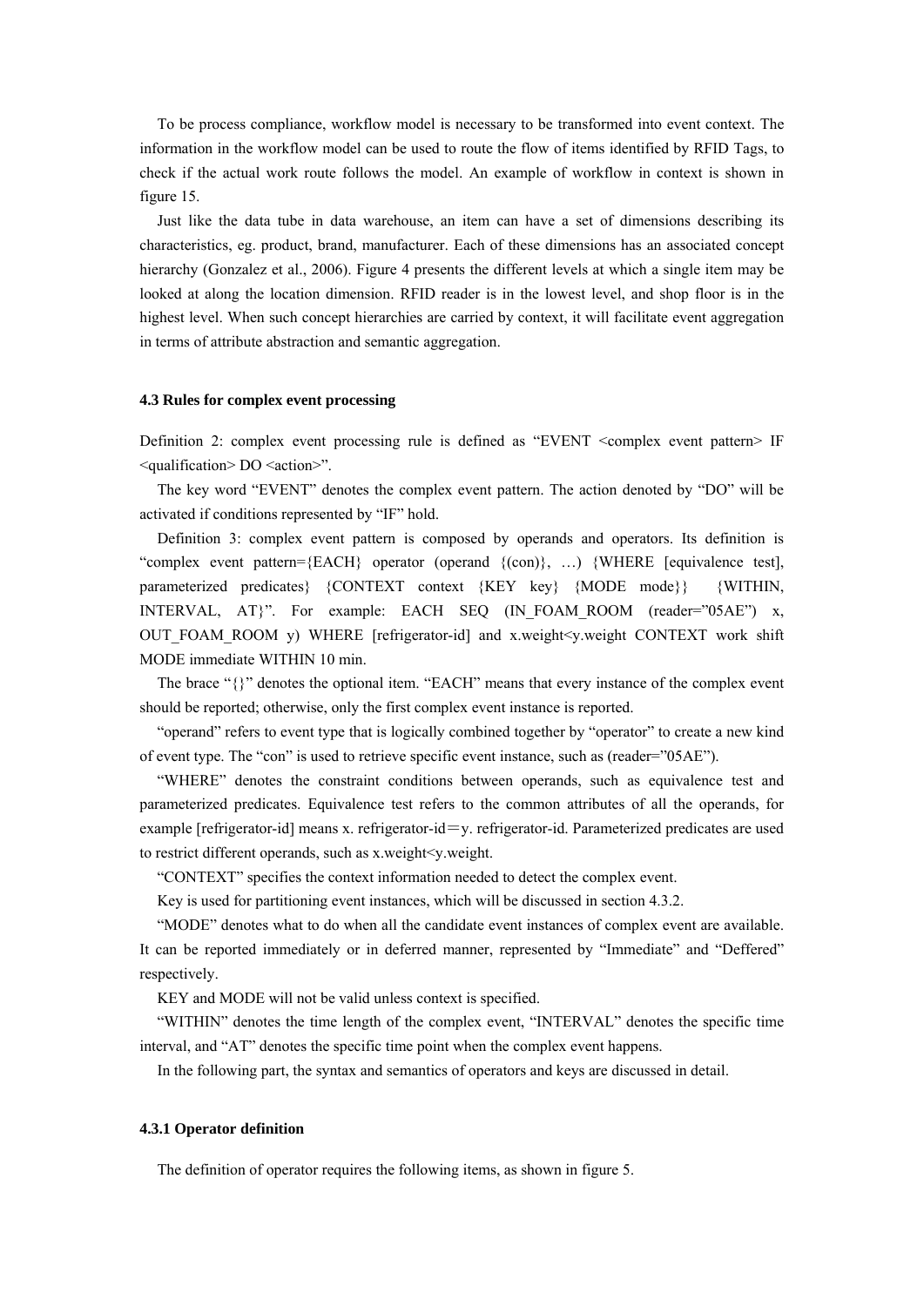To be process compliance, workflow model is necessary to be transformed into event context. The information in the workflow model can be used to route the flow of items identified by RFID Tags, to check if the actual work route follows the model. An example of workflow in context is shown in figure 15.

Just like the data tube in data warehouse, an item can have a set of dimensions describing its characteristics, eg. product, brand, manufacturer. Each of these dimensions has an associated concept hierarchy (Gonzalez et al., 2006). Figure 4 presents the different levels at which a single item may be looked at along the location dimension. RFID reader is in the lowest level, and shop floor is in the highest level. When such concept hierarchies are carried by context, it will facilitate event aggregation in terms of attribute abstraction and semantic aggregation.

### 4.3 Rules for complex event processing

Definition 2: complex event processing rule is defined as "EVENT <complex event pattern> IF <qualification> DO <action>".

The key word "EVENT" denotes the complex event pattern. The action denoted by "DO" will be activated if conditions represented by "IF" hold.

Definition 3: complex event pattern is composed by operands and operators. Its definition is "complex event pattern={EACH} operator (operand {(con)}, …) {WHERE [equivalence test], parameterized predicates} {CONTEXT context {KEY key} {MODE mode}} {WITHIN, INTERVAL, AT}". For example: EACH SEQ (IN_FOAM_ROOM (reader="05AE") x, OUT_FOAM_ROOM y) WHERE [refrigerator-id] and x.weight<y.weight CONTEXT work shift MODE immediate WITHIN 10 min.

The brace "{}" denotes the optional item. "EACH" means that every instance of the complex event should be reported; otherwise, only the first complex event instance is reported.

"operand" refers to event type that is logically combined together by "operator" to create a new kind of event type. The "con" is used to retrieve specific event instance, such as (reader="05AE").

"WHERE" denotes the constraint conditions between operands, such as equivalence test and parameterized predicates. Equivalence test refers to the common attributes of all the operands, for example [refrigerator-id] means x. refrigerator-id＝y. refrigerator-id. Parameterized predicates are used to restrict different operands, such as x.weight<y.weight.

"CONTEXT" specifies the context information needed to detect the complex event.

Key is used for partitioning event instances, which will be discussed in section 4.3.2.

"MODE" denotes what to do when all the candidate event instances of complex event are available. It can be reported immediately or in deferred manner, represented by "Immediate" and "Deffered" respectively.

KEY and MODE will not be valid unless context is specified.

"WITHIN" denotes the time length of the complex event, "INTERVAL" denotes the specific time interval, and "AT" denotes the specific time point when the complex event happens.

In the following part, the syntax and semantics of operators and keys are discussed in detail.

#### 4.3.1 Operator definition

The definition of operator requires the following items, as shown in figure 5.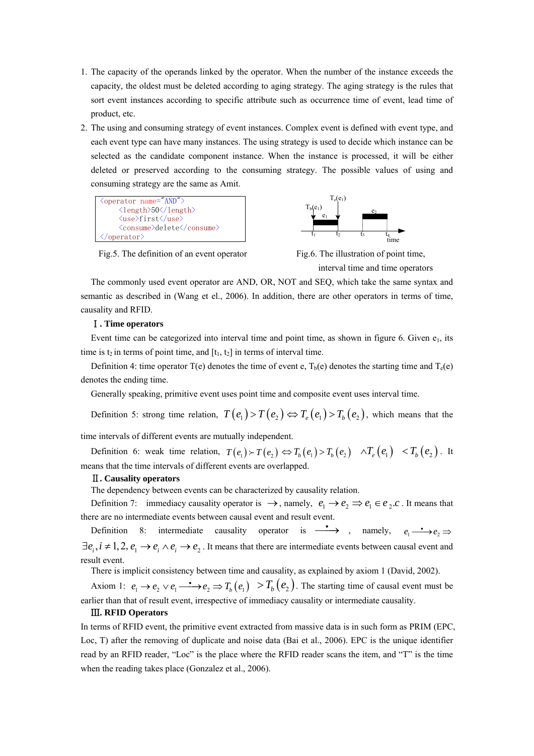1. The capacity of the operands linked by the operator. When the number of the instance exceeds the capacity, the oldest must be deleted according to aging strategy. The aging strategy is the rules that sort event instances according to specific attribute such as occurrence time of event, lead time of product, etc.
2. The using and consuming strategy of event instances. Complex event is defined with event type, and each event type can have many instances. The using strategy is used to decide which instance can be selected as the candidate component instance. When the instance is processed, it will be either deleted or preserved according to the consuming strategy. The possible values of using and consuming strategy are the same as Amit.

```
<operator name="AND">
    <length>50</length>
    <use>first</use>
    <consume>delete</consume>
</operator>
```

Fig.5. The definition of an event operator

Fig.6. The illustration of point time, interval time and time operators

The commonly used event operator are AND, OR, NOT and SEQ, which take the same syntax and semantic as described in (Wang et el., 2006). In addition, there are other operators in terms of time, causality and RFID.

**Ⅰ. Time operators**

Event time can be categorized into interval time and point time, as shown in figure 6. Given $e_1$, its time is $t_2$ in terms of point time, and $[t_1, t_2]$ in terms of interval time.

Definition 4: time operator T(e) denotes the time of event e, $T_b(e)$ denotes the starting time and $T_e(e)$ denotes the ending time.

Generally speaking, primitive event uses point time and composite event uses interval time.

Definition 5: strong time relation, $T(e_1) > T(e_2) \Leftrightarrow T_e(e_1) > T_b(e_2)$, which means that the time intervals of different events are mutually independent.

Definition 6: weak time relation, $T(e_1) \succ T(e_2) \Leftrightarrow T_b(e_1) > T_b(e_2) \wedge T_e(e_1) < T_b(e_2)$. It means that the time intervals of different events are overlapped.

**Ⅱ. Causality operators**

The dependency between events can be characterized by causality relation.

Definition 7: immediacy causality operator is $\rightarrow$, namely, $e_1 \rightarrow e_2 \Rightarrow e_1 \in e_2.c$. It means that there are no intermediate events between causal event and result event.

Definition 8: intermediate causality operator is $\xrightarrow{\bullet}$, namely, $e_1 \xrightarrow{\bullet} e_2 \Rightarrow \exists e_i, i \neq 1,2, e_1 \rightarrow e_i \wedge e_i \rightarrow e_2$. It means that there are intermediate events between causal event and result event.

There is implicit consistency between time and causality, as explained by axiom 1 (David, 2002).

Axiom 1: $e_1 \rightarrow e_2 \vee e_1 \xrightarrow{\bullet} e_2 \Rightarrow T_b(e_1) > T_b(e_2)$. The starting time of causal event must be earlier than that of result event, irrespective of immediacy causality or intermediate causality.

**Ⅲ. RFID Operators**

In terms of RFID event, the primitive event extracted from massive data is in such form as PRIM (EPC, Loc, T) after the removing of duplicate and noise data (Bai et al., 2006). EPC is the unique identifier read by an RFID reader, "Loc" is the place where the RFID reader scans the item, and "T" is the time when the reading takes place (Gonzalez et al., 2006).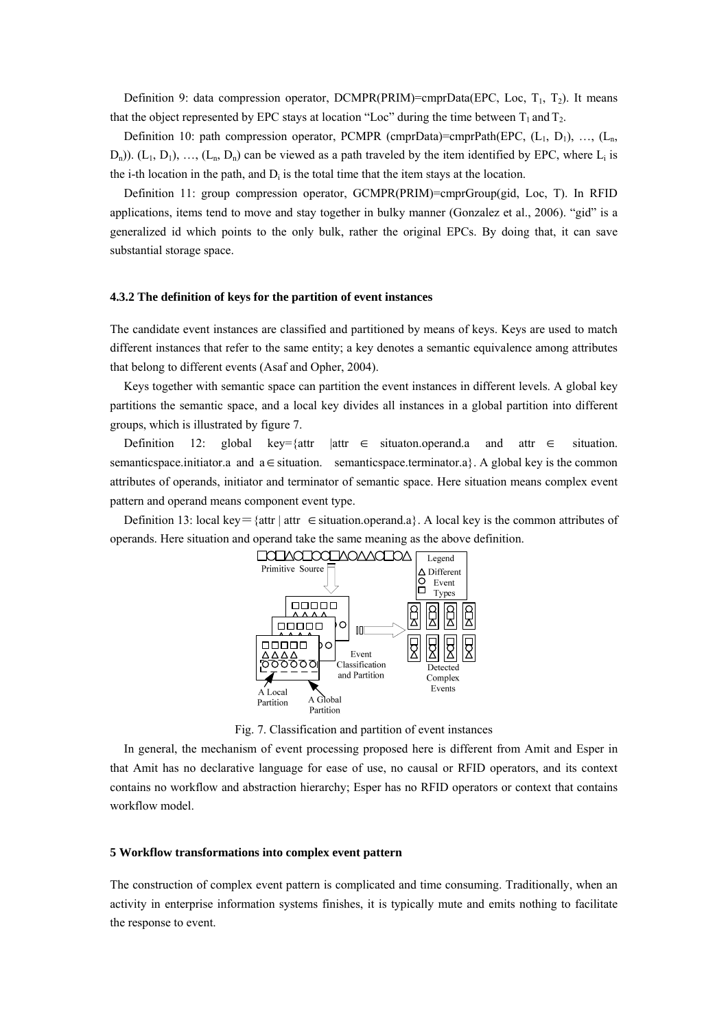Definition 9: data compression operator, DCMPR(PRIM)=cmprData(EPC, Loc, $T_1$, $T_2$). It means that the object represented by EPC stays at location "Loc" during the time between $T_1$ and $T_2$.

Definition 10: path compression operator, PCMPR (cmprData)=cmprPath(EPC, ($L_1$, $D_1$), …, ($L_n$, $D_n$)). ($L_1$, $D_1$), …, ($L_n$, $D_n$) can be viewed as a path traveled by the item identified by EPC, where $L_i$ is the i-th location in the path, and $D_i$ is the total time that the item stays at the location.

Definition 11: group compression operator, GCMPR(PRIM)=cmprGroup(gid, Loc, T). In RFID applications, items tend to move and stay together in bulky manner (Gonzalez et al., 2006). "gid" is a generalized id which points to the only bulk, rather the original EPCs. By doing that, it can save substantial storage space.

### 4.3.2 The definition of keys for the partition of event instances

The candidate event instances are classified and partitioned by means of keys. Keys are used to match different instances that refer to the same entity; a key denotes a semantic equivalence among attributes that belong to different events (Asaf and Opher, 2004).

Keys together with semantic space can partition the event instances in different levels. A global key partitions the semantic space, and a local key divides all instances in a global partition into different groups, which is illustrated by figure 7.

Definition 12: global key={attr |attr ∈ situaton.operand.a and attr ∈ situation. semanticspace.initiator.a and a∈situation. semanticspace.terminator.a}. A global key is the common attributes of operands, initiator and terminator of semantic space. Here situation means complex event pattern and operand means component event type.

Definition 13: local key＝{attr | attr ∈situation.operand.a}. A local key is the common attributes of operands. Here situation and operand take the same meaning as the above definition.

Fig. 7. Classification and partition of event instances

In general, the mechanism of event processing proposed here is different from Amit and Esper in that Amit has no declarative language for ease of use, no causal or RFID operators, and its context contains no workflow and abstraction hierarchy; Esper has no RFID operators or context that contains workflow model.

## 5 Workflow transformations into complex event pattern

The construction of complex event pattern is complicated and time consuming. Traditionally, when an activity in enterprise information systems finishes, it is typically mute and emits nothing to facilitate the response to event.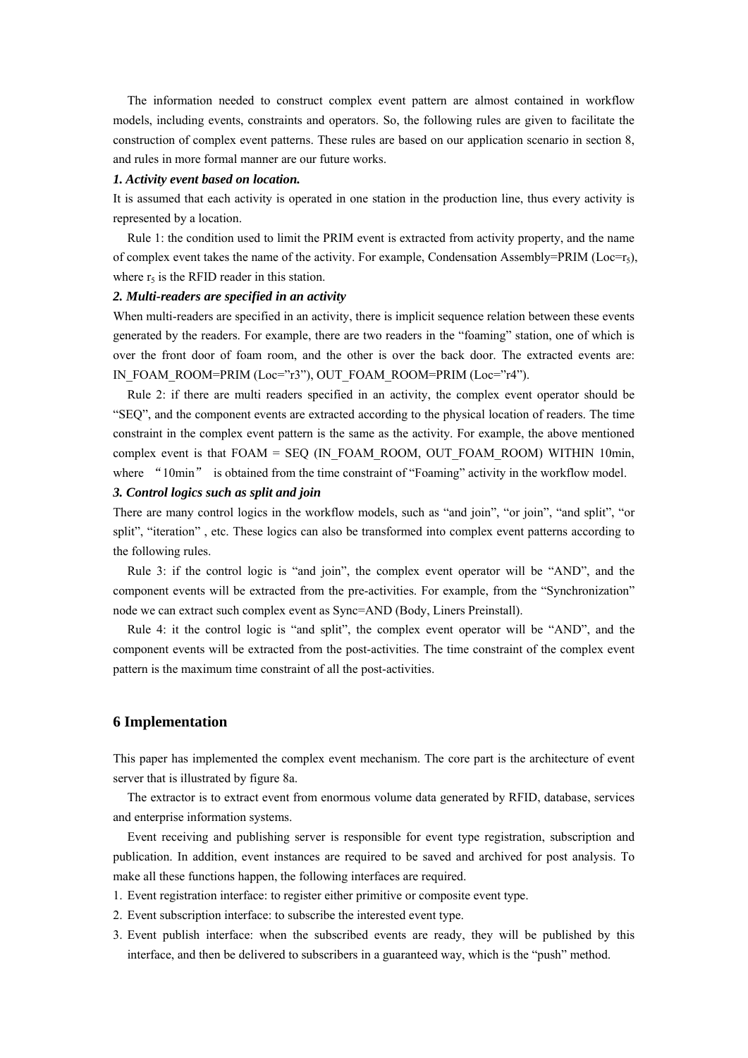The information needed to construct complex event pattern are almost contained in workflow models, including events, constraints and operators. So, the following rules are given to facilitate the construction of complex event patterns. These rules are based on our application scenario in section 8, and rules in more formal manner are our future works.

***1. Activity event based on location.***

It is assumed that each activity is operated in one station in the production line, thus every activity is represented by a location.

Rule 1: the condition used to limit the PRIM event is extracted from activity property, and the name of complex event takes the name of the activity. For example, Condensation Assembly=PRIM (Loc=$r_5$), where $r_5$ is the RFID reader in this station.

***2. Multi-readers are specified in an activity***

When multi-readers are specified in an activity, there is implicit sequence relation between these events generated by the readers. For example, there are two readers in the "foaming" station, one of which is over the front door of foam room, and the other is over the back door. The extracted events are: IN_FOAM_ROOM=PRIM (Loc="r3"), OUT_FOAM_ROOM=PRIM (Loc="r4").

Rule 2: if there are multi readers specified in an activity, the complex event operator should be "SEQ", and the component events are extracted according to the physical location of readers. The time constraint in the complex event pattern is the same as the activity. For example, the above mentioned complex event is that FOAM = SEQ (IN_FOAM_ROOM, OUT_FOAM_ROOM) WITHIN 10min, where "10min" is obtained from the time constraint of "Foaming" activity in the workflow model.

***3. Control logics such as split and join***

There are many control logics in the workflow models, such as "and join", "or join", "and split", "or split", "iteration" , etc. These logics can also be transformed into complex event patterns according to the following rules.

Rule 3: if the control logic is "and join", the complex event operator will be "AND", and the component events will be extracted from the pre-activities. For example, from the "Synchronization" node we can extract such complex event as Sync=AND (Body, Liners Preinstall).

Rule 4: it the control logic is "and split", the complex event operator will be "AND", and the component events will be extracted from the post-activities. The time constraint of the complex event pattern is the maximum time constraint of all the post-activities.

## 6 Implementation

This paper has implemented the complex event mechanism. The core part is the architecture of event server that is illustrated by figure 8a.

The extractor is to extract event from enormous volume data generated by RFID, database, services and enterprise information systems.

Event receiving and publishing server is responsible for event type registration, subscription and publication. In addition, event instances are required to be saved and archived for post analysis. To make all these functions happen, the following interfaces are required.

1. Event registration interface: to register either primitive or composite event type.
2. Event subscription interface: to subscribe the interested event type.
3. Event publish interface: when the subscribed events are ready, they will be published by this interface, and then be delivered to subscribers in a guaranteed way, which is the "push" method.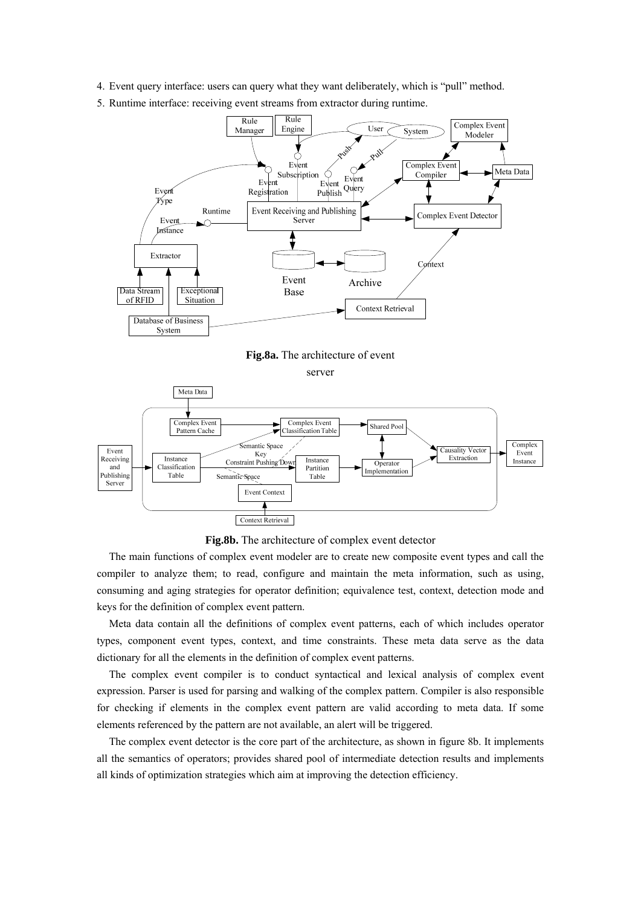4. Event query interface: users can query what they want deliberately, which is "pull" method.
5. Runtime interface: receiving event streams from extractor during runtime.

**Fig.8a.** The architecture of event server

**Fig.8b.** The architecture of complex event detector

The main functions of complex event modeler are to create new composite event types and call the compiler to analyze them; to read, configure and maintain the meta information, such as using, consuming and aging strategies for operator definition; equivalence test, context, detection mode and keys for the definition of complex event pattern.

Meta data contain all the definitions of complex event patterns, each of which includes operator types, component event types, context, and time constraints. These meta data serve as the data dictionary for all the elements in the definition of complex event patterns.

The complex event compiler is to conduct syntactical and lexical analysis of complex event expression. Parser is used for parsing and walking of the complex pattern. Compiler is also responsible for checking if elements in the complex event pattern are valid according to meta data. If some elements referenced by the pattern are not available, an alert will be triggered.

The complex event detector is the core part of the architecture, as shown in figure 8b. It implements all the semantics of operators; provides shared pool of intermediate detection results and implements all kinds of optimization strategies which aim at improving the detection efficiency.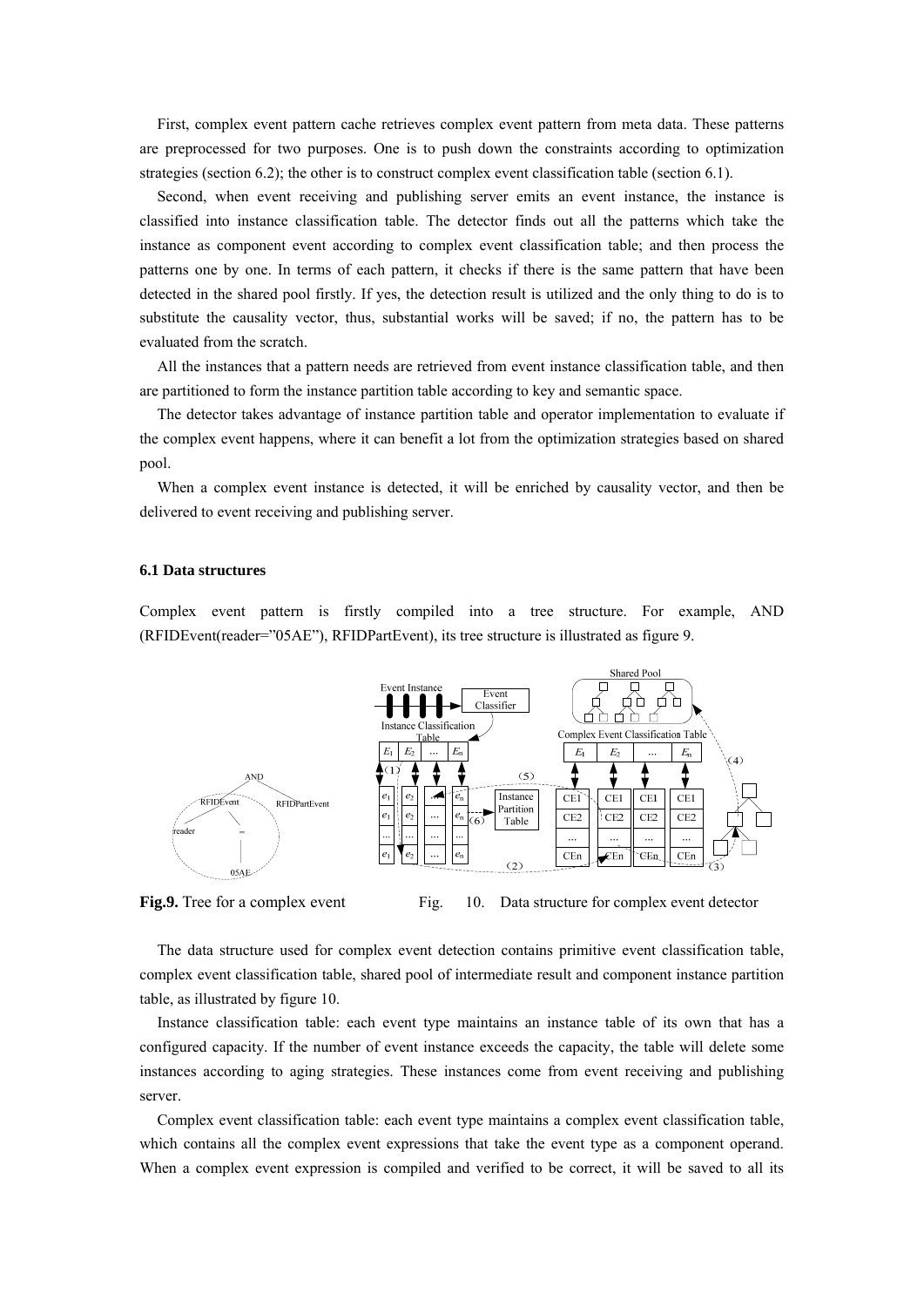First, complex event pattern cache retrieves complex event pattern from meta data. These patterns are preprocessed for two purposes. One is to push down the constraints according to optimization strategies (section 6.2); the other is to construct complex event classification table (section 6.1).

Second, when event receiving and publishing server emits an event instance, the instance is classified into instance classification table. The detector finds out all the patterns which take the instance as component event according to complex event classification table; and then process the patterns one by one. In terms of each pattern, it checks if there is the same pattern that have been detected in the shared pool firstly. If yes, the detection result is utilized and the only thing to do is to substitute the causality vector, thus, substantial works will be saved; if no, the pattern has to be evaluated from the scratch.

All the instances that a pattern needs are retrieved from event instance classification table, and then are partitioned to form the instance partition table according to key and semantic space.

The detector takes advantage of instance partition table and operator implementation to evaluate if the complex event happens, where it can benefit a lot from the optimization strategies based on shared pool.

When a complex event instance is detected, it will be enriched by causality vector, and then be delivered to event receiving and publishing server.

### 6.1 Data structures

Complex event pattern is firstly compiled into a tree structure. For example, AND (RFIDEvent(reader="05AE"), RFIDPartEvent), its tree structure is illustrated as figure 9.

**Fig.9.** Tree for a complex event

Fig. 10. Data structure for complex event detector

The data structure used for complex event detection contains primitive event classification table, complex event classification table, shared pool of intermediate result and component instance partition table, as illustrated by figure 10.

Instance classification table: each event type maintains an instance table of its own that has a configured capacity. If the number of event instance exceeds the capacity, the table will delete some instances according to aging strategies. These instances come from event receiving and publishing server.

Complex event classification table: each event type maintains a complex event classification table, which contains all the complex event expressions that take the event type as a component operand. When a complex event expression is compiled and verified to be correct, it will be saved to all its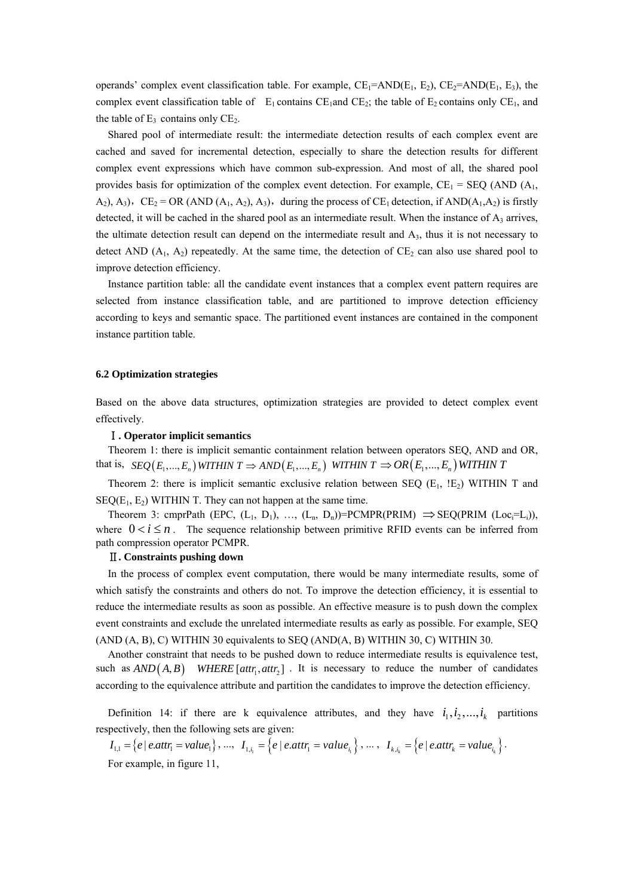operands' complex event classification table. For example, $CE_1$=AND($E_1$, $E_2$), $CE_2$=AND($E_1$, $E_3$), the complex event classification table of $E_1$ contains $CE_1$and $CE_2$; the table of $E_2$ contains only $CE_1$, and the table of $E_3$ contains only $CE_2$.

Shared pool of intermediate result: the intermediate detection results of each complex event are cached and saved for incremental detection, especially to share the detection results for different complex event expressions which have common sub-expression. And most of all, the shared pool provides basis for optimization of the complex event detection. For example, $CE_1$ = SEQ (AND ($A_1$, $A_2$), $A_3$)，$CE_2$ = OR (AND ($A_1$, $A_2$), $A_3$)，during the process of $CE_1$ detection, if AND($A_1$,$A_2$) is firstly detected, it will be cached in the shared pool as an intermediate result. When the instance of $A_3$ arrives, the ultimate detection result can depend on the intermediate result and $A_3$, thus it is not necessary to detect AND ($A_1$, $A_2$) repeatedly. At the same time, the detection of $CE_2$ can also use shared pool to improve detection efficiency.

Instance partition table: all the candidate event instances that a complex event pattern requires are selected from instance classification table, and are partitioned to improve detection efficiency according to keys and semantic space. The partitioned event instances are contained in the component instance partition table.

### 6.2 Optimization strategies

Based on the above data structures, optimization strategies are provided to detect complex event effectively.

**Ⅰ. Operator implicit semantics**

Theorem 1: there is implicit semantic containment relation between operators SEQ, AND and OR, that is, $SEQ(E_1,...,E_n)\ WITHIN\ T \Rightarrow AND(E_1,...,E_n)\ WITHIN\ T \Rightarrow OR(E_1,...,E_n)\ WITHIN\ T$

Theorem 2: there is implicit semantic exclusive relation between SEQ ($E_1$, !$E_2$) WITHIN T and SEQ($E_1$, $E_2$) WITHIN T. They can not happen at the same time.

Theorem 3: cmprPath (EPC, ($L_1$, $D_1$), …, ($L_n$, $D_n$))=PCMPR(PRIM) $\Rightarrow$SEQ(PRIM ($Loc_i$=$L_i$)), where $0 < i \le n$. The sequence relationship between primitive RFID events can be inferred from path compression operator PCMPR.

**Ⅱ. Constraints pushing down**

In the process of complex event computation, there would be many intermediate results, some of which satisfy the constraints and others do not. To improve the detection efficiency, it is essential to reduce the intermediate results as soon as possible. An effective measure is to push down the complex event constraints and exclude the unrelated intermediate results as early as possible. For example, SEQ (AND (A, B), C) WITHIN 30 equivalents to SEQ (AND(A, B) WITHIN 30, C) WITHIN 30.

Another constraint that needs to be pushed down to reduce intermediate results is equivalence test, such as $AND(A,B)\quad WHERE\,[attr_1, attr_2]$. It is necessary to reduce the number of candidates according to the equivalence attribute and partition the candidates to improve the detection efficiency.

Definition 14: if there are k equivalence attributes, and they have $i_1, i_2, ..., i_k$ partitions respectively, then the following sets are given:

$I_{1,1} = \{e \mid e.attr_1 = value_1\}$, ..., $I_{1,i_1} = \{e \mid e.attr_1 = value_{i_1}\}$, ... , $I_{k,i_k} = \{e \mid e.attr_k = value_{i_k}\}$.

For example, in figure 11,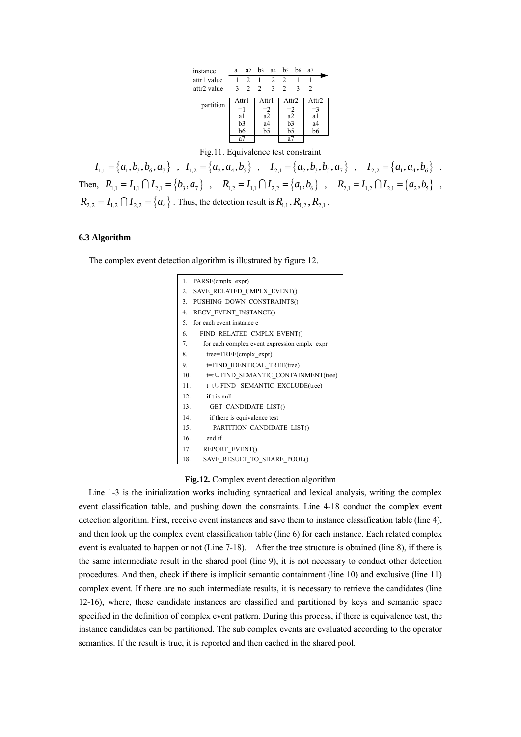| instance | a1 | a2 | b3 | a4 | b5 | b6 | a7 |
|---|---|---|---|---|---|---|---|
| attr1 value | 1 | 2 | 1 | 2 | 2 | 1 | 1 |
| attr2 value | 3 | 2 | 2 | 3 | 2 | 3 | 2 |

| partition | Attr1 =1 | Attr1 =2 | Attr2 =2 | Attr2 =3 |
|---|---|---|---|---|
| | a1 | a2 | a2 | a1 |
| | b3 | a4 | b3 | a4 |
| | b6 | b5 | b5 | b6 |
| | a7 | | a7 | |

Fig.11. Equivalence test constraint

$I_{1,1} = \{a_1, b_3, b_6, a_7\}$ , $I_{1,2} = \{a_2, a_4, b_5\}$ , $I_{2,1} = \{a_2, b_3, b_5, a_7\}$ , $I_{2,2} = \{a_1, a_4, b_6\}$ . Then, $R_{1,1} = I_{1,1} \cap I_{2,1} = \{b_3, a_7\}$ , $R_{1,2} = I_{1,1} \cap I_{2,2} = \{a_1, b_6\}$ , $R_{2,1} = I_{1,2} \cap I_{2,1} = \{a_2, b_5\}$ , $R_{2,2} = I_{1,2} \cap I_{2,2} = \{a_4\}$ . Thus, the detection result is $R_{1,1}, R_{1,2}, R_{2,1}$ .

### 6.3 Algorithm

The complex event detection algorithm is illustrated by figure 12.

```
1.  PARSE(cmplx_expr)
2.  SAVE_RELATED_CMPLX_EVENT()
3.  PUSHING_DOWN_CONSTRAINTS()
4.  RECV_EVENT_INSTANCE()
5.  for each event instance e
6.     FIND_RELATED_CMPLX_EVENT()
7.      for each complex event expression cmplx_expr
8.        tree=TREE(cmplx_expr)
9.        t=FIND_IDENTICAL_TREE(tree)
10.       t=t∪FIND_SEMANTIC_CONTAINMENT(tree)
11.       t=t∪FIND_ SEMANTIC_EXCLUDE(tree)
12.       if t is null
13.         GET_CANDIDATE_LIST()
14.         if there is equivalence test
15.           PARTITION_CANDIDATE_LIST()
16.       end if
17.     REPORT_EVENT()
18.     SAVE_RESULT_TO_SHARE_POOL()
```

**Fig.12.** Complex event detection algorithm

Line 1-3 is the initialization works including syntactical and lexical analysis, writing the complex event classification table, and pushing down the constraints. Line 4-18 conduct the complex event detection algorithm. First, receive event instances and save them to instance classification table (line 4), and then look up the complex event classification table (line 6) for each instance. Each related complex event is evaluated to happen or not (Line 7-18). After the tree structure is obtained (line 8), if there is the same intermediate result in the shared pool (line 9), it is not necessary to conduct other detection procedures. And then, check if there is implicit semantic containment (line 10) and exclusive (line 11) complex event. If there are no such intermediate results, it is necessary to retrieve the candidates (line 12-16), where, these candidate instances are classified and partitioned by keys and semantic space specified in the definition of complex event pattern. During this process, if there is equivalence test, the instance candidates can be partitioned. The sub complex events are evaluated according to the operator semantics. If the result is true, it is reported and then cached in the shared pool.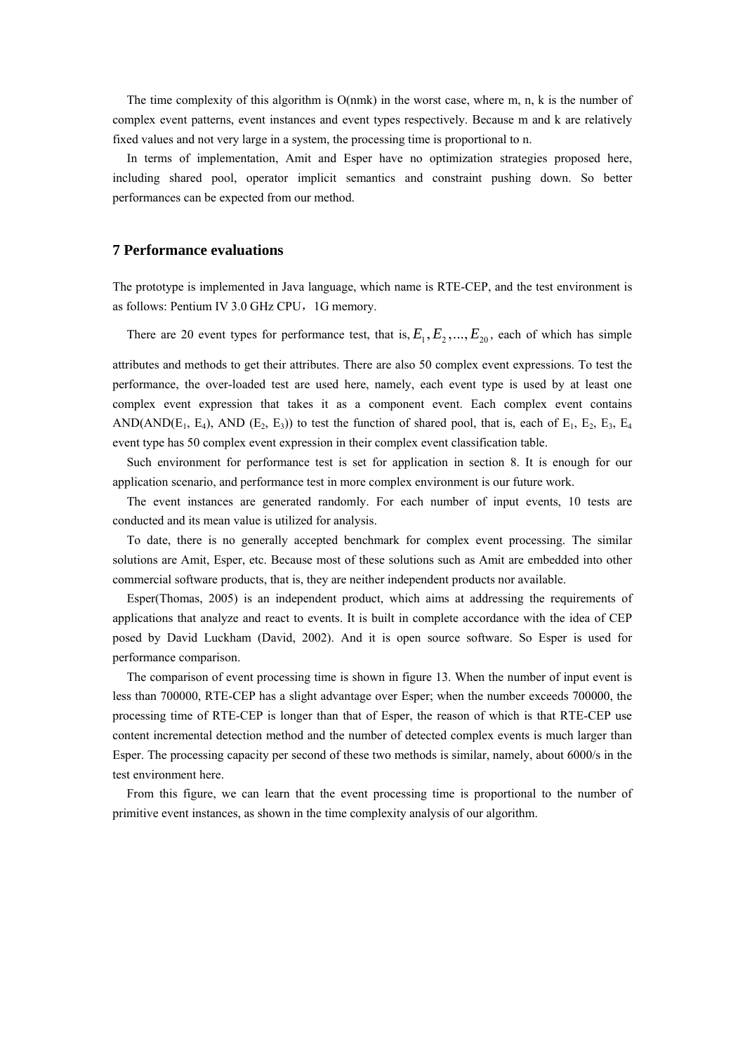The time complexity of this algorithm is O(nmk) in the worst case, where m, n, k is the number of complex event patterns, event instances and event types respectively. Because m and k are relatively fixed values and not very large in a system, the processing time is proportional to n.

In terms of implementation, Amit and Esper have no optimization strategies proposed here, including shared pool, operator implicit semantics and constraint pushing down. So better performances can be expected from our method.

## 7 Performance evaluations

The prototype is implemented in Java language, which name is RTE-CEP, and the test environment is as follows: Pentium IV 3.0 GHz CPU，1G memory.

There are 20 event types for performance test, that is, $E_1, E_2, ..., E_{20}$, each of which has simple attributes and methods to get their attributes. There are also 50 complex event expressions. To test the performance, the over-loaded test are used here, namely, each event type is used by at least one complex event expression that takes it as a component event. Each complex event contains AND(AND($E_1$, $E_4$), AND ($E_2$, $E_3$)) to test the function of shared pool, that is, each of $E_1$, $E_2$, $E_3$, $E_4$ event type has 50 complex event expression in their complex event classification table.

Such environment for performance test is set for application in section 8. It is enough for our application scenario, and performance test in more complex environment is our future work.

The event instances are generated randomly. For each number of input events, 10 tests are conducted and its mean value is utilized for analysis.

To date, there is no generally accepted benchmark for complex event processing. The similar solutions are Amit, Esper, etc. Because most of these solutions such as Amit are embedded into other commercial software products, that is, they are neither independent products nor available.

Esper(Thomas, 2005) is an independent product, which aims at addressing the requirements of applications that analyze and react to events. It is built in complete accordance with the idea of CEP posed by David Luckham (David, 2002). And it is open source software. So Esper is used for performance comparison.

The comparison of event processing time is shown in figure 13. When the number of input event is less than 700000, RTE-CEP has a slight advantage over Esper; when the number exceeds 700000, the processing time of RTE-CEP is longer than that of Esper, the reason of which is that RTE-CEP use content incremental detection method and the number of detected complex events is much larger than Esper. The processing capacity per second of these two methods is similar, namely, about 6000/s in the test environment here.

From this figure, we can learn that the event processing time is proportional to the number of primitive event instances, as shown in the time complexity analysis of our algorithm.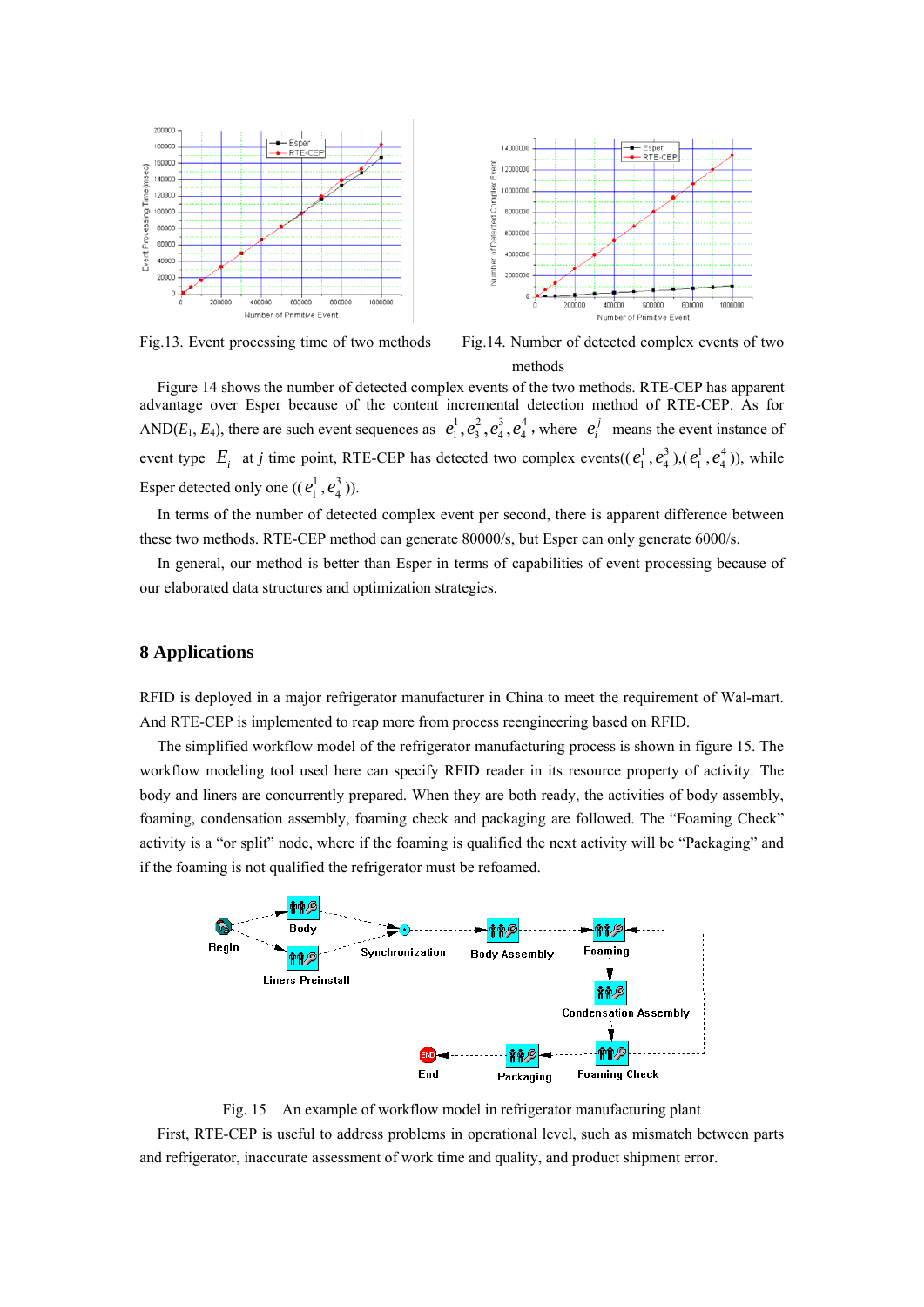Fig.13. Event processing time of two methods

Fig.14. Number of detected complex events of two methods

Figure 14 shows the number of detected complex events of the two methods. RTE-CEP has apparent advantage over Esper because of the content incremental detection method of RTE-CEP. As for AND($E_1$, $E_4$), there are such event sequences as $e_1^1, e_3^2, e_4^3, e_4^4$, where $e_i^j$ means the event instance of event type $E_i$ at $j$ time point, RTE-CEP has detected two complex events(($e_1^1, e_4^3$),($e_1^1, e_4^4$)), while Esper detected only one (($e_1^1, e_4^3$)).

In terms of the number of detected complex event per second, there is apparent difference between these two methods. RTE-CEP method can generate 80000/s, but Esper can only generate 6000/s.

In general, our method is better than Esper in terms of capabilities of event processing because of our elaborated data structures and optimization strategies.

## 8 Applications

RFID is deployed in a major refrigerator manufacturer in China to meet the requirement of Wal-mart. And RTE-CEP is implemented to reap more from process reengineering based on RFID.

The simplified workflow model of the refrigerator manufacturing process is shown in figure 15. The workflow modeling tool used here can specify RFID reader in its resource property of activity. The body and liners are concurrently prepared. When they are both ready, the activities of body assembly, foaming, condensation assembly, foaming check and packaging are followed. The "Foaming Check" activity is a "or split" node, where if the foaming is qualified the next activity will be "Packaging" and if the foaming is not qualified the refrigerator must be refoamed.

Fig. 15 An example of workflow model in refrigerator manufacturing plant

First, RTE-CEP is useful to address problems in operational level, such as mismatch between parts and refrigerator, inaccurate assessment of work time and quality, and product shipment error.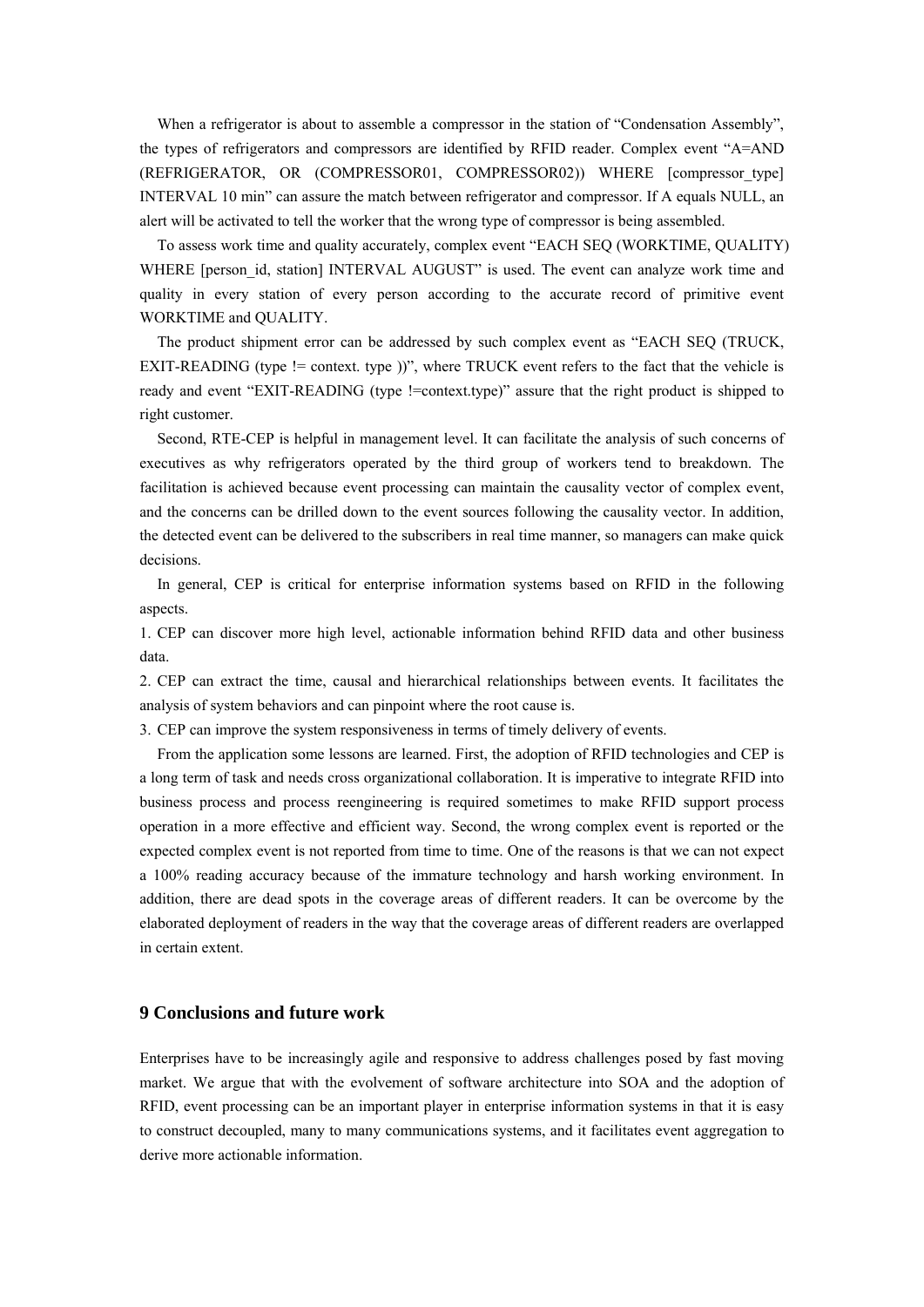When a refrigerator is about to assemble a compressor in the station of "Condensation Assembly", the types of refrigerators and compressors are identified by RFID reader. Complex event "A=AND (REFRIGERATOR, OR (COMPRESSOR01, COMPRESSOR02)) WHERE [compressor_type] INTERVAL 10 min" can assure the match between refrigerator and compressor. If A equals NULL, an alert will be activated to tell the worker that the wrong type of compressor is being assembled.

To assess work time and quality accurately, complex event "EACH SEQ (WORKTIME, QUALITY) WHERE [person_id, station] INTERVAL AUGUST" is used. The event can analyze work time and quality in every station of every person according to the accurate record of primitive event WORKTIME and QUALITY.

The product shipment error can be addressed by such complex event as "EACH SEQ (TRUCK, EXIT-READING (type != context. type ))", where TRUCK event refers to the fact that the vehicle is ready and event "EXIT-READING (type !=context.type)" assure that the right product is shipped to right customer.

Second, RTE-CEP is helpful in management level. It can facilitate the analysis of such concerns of executives as why refrigerators operated by the third group of workers tend to breakdown. The facilitation is achieved because event processing can maintain the causality vector of complex event, and the concerns can be drilled down to the event sources following the causality vector. In addition, the detected event can be delivered to the subscribers in real time manner, so managers can make quick decisions.

In general, CEP is critical for enterprise information systems based on RFID in the following aspects.

1. CEP can discover more high level, actionable information behind RFID data and other business data.
2. CEP can extract the time, causal and hierarchical relationships between events. It facilitates the analysis of system behaviors and can pinpoint where the root cause is.
3. CEP can improve the system responsiveness in terms of timely delivery of events.

From the application some lessons are learned. First, the adoption of RFID technologies and CEP is a long term of task and needs cross organizational collaboration. It is imperative to integrate RFID into business process and process reengineering is required sometimes to make RFID support process operation in a more effective and efficient way. Second, the wrong complex event is reported or the expected complex event is not reported from time to time. One of the reasons is that we can not expect a 100% reading accuracy because of the immature technology and harsh working environment. In addition, there are dead spots in the coverage areas of different readers. It can be overcome by the elaborated deployment of readers in the way that the coverage areas of different readers are overlapped in certain extent.

## 9 Conclusions and future work

Enterprises have to be increasingly agile and responsive to address challenges posed by fast moving market. We argue that with the evolvement of software architecture into SOA and the adoption of RFID, event processing can be an important player in enterprise information systems in that it is easy to construct decoupled, many to many communications systems, and it facilitates event aggregation to derive more actionable information.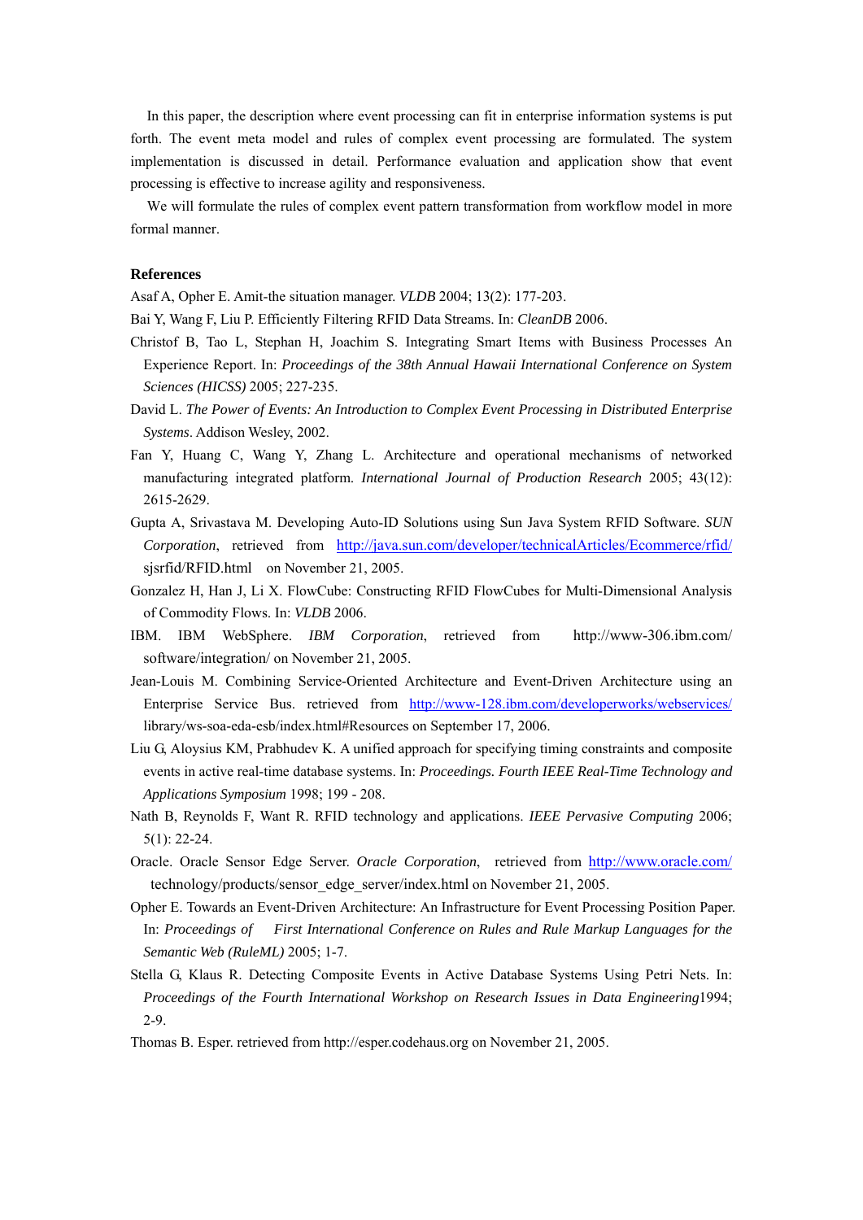In this paper, the description where event processing can fit in enterprise information systems is put forth. The event meta model and rules of complex event processing are formulated. The system implementation is discussed in detail. Performance evaluation and application show that event processing is effective to increase agility and responsiveness.

We will formulate the rules of complex event pattern transformation from workflow model in more formal manner.

**References**

Asaf A, Opher E. Amit-the situation manager. *VLDB* 2004; 13(2): 177-203.

Bai Y, Wang F, Liu P. Efficiently Filtering RFID Data Streams. In: *CleanDB* 2006.

Christof B, Tao L, Stephan H, Joachim S. Integrating Smart Items with Business Processes An Experience Report. In: *Proceedings of the 38th Annual Hawaii International Conference on System Sciences (HICSS)* 2005; 227-235.

David L. *The Power of Events: An Introduction to Complex Event Processing in Distributed Enterprise Systems*. Addison Wesley, 2002.

Fan Y, Huang C, Wang Y, Zhang L. Architecture and operational mechanisms of networked manufacturing integrated platform. *International Journal of Production Research* 2005; 43(12): 2615-2629.

Gupta A, Srivastava M. Developing Auto-ID Solutions using Sun Java System RFID Software. *SUN Corporation*, retrieved from http://java.sun.com/developer/technicalArticles/Ecommerce/rfid/sjsrfid/RFID.html on November 21, 2005.

Gonzalez H, Han J, Li X. FlowCube: Constructing RFID FlowCubes for Multi-Dimensional Analysis of Commodity Flows. In: *VLDB* 2006.

IBM. IBM WebSphere. *IBM Corporation*, retrieved from http://www-306.ibm.com/software/integration/ on November 21, 2005.

Jean-Louis M. Combining Service-Oriented Architecture and Event-Driven Architecture using an Enterprise Service Bus. retrieved from http://www-128.ibm.com/developerworks/webservices/library/ws-soa-eda-esb/index.html#Resources on September 17, 2006.

Liu G, Aloysius KM, Prabhudev K. A unified approach for specifying timing constraints and composite events in active real-time database systems. In: *Proceedings. Fourth IEEE Real-Time Technology and Applications Symposium* 1998; 199 - 208.

Nath B, Reynolds F, Want R. RFID technology and applications. *IEEE Pervasive Computing* 2006; 5(1): 22-24.

Oracle. Oracle Sensor Edge Server. *Oracle Corporation*, retrieved from http://www.oracle.com/technology/products/sensor_edge_server/index.html on November 21, 2005.

Opher E. Towards an Event-Driven Architecture: An Infrastructure for Event Processing Position Paper. In: *Proceedings of First International Conference on Rules and Rule Markup Languages for the Semantic Web (RuleML)* 2005; 1-7.

Stella G, Klaus R. Detecting Composite Events in Active Database Systems Using Petri Nets. In: *Proceedings of the Fourth International Workshop on Research Issues in Data Engineering* 1994; 2-9.

Thomas B. Esper. retrieved from http://esper.codehaus.org on November 21, 2005.